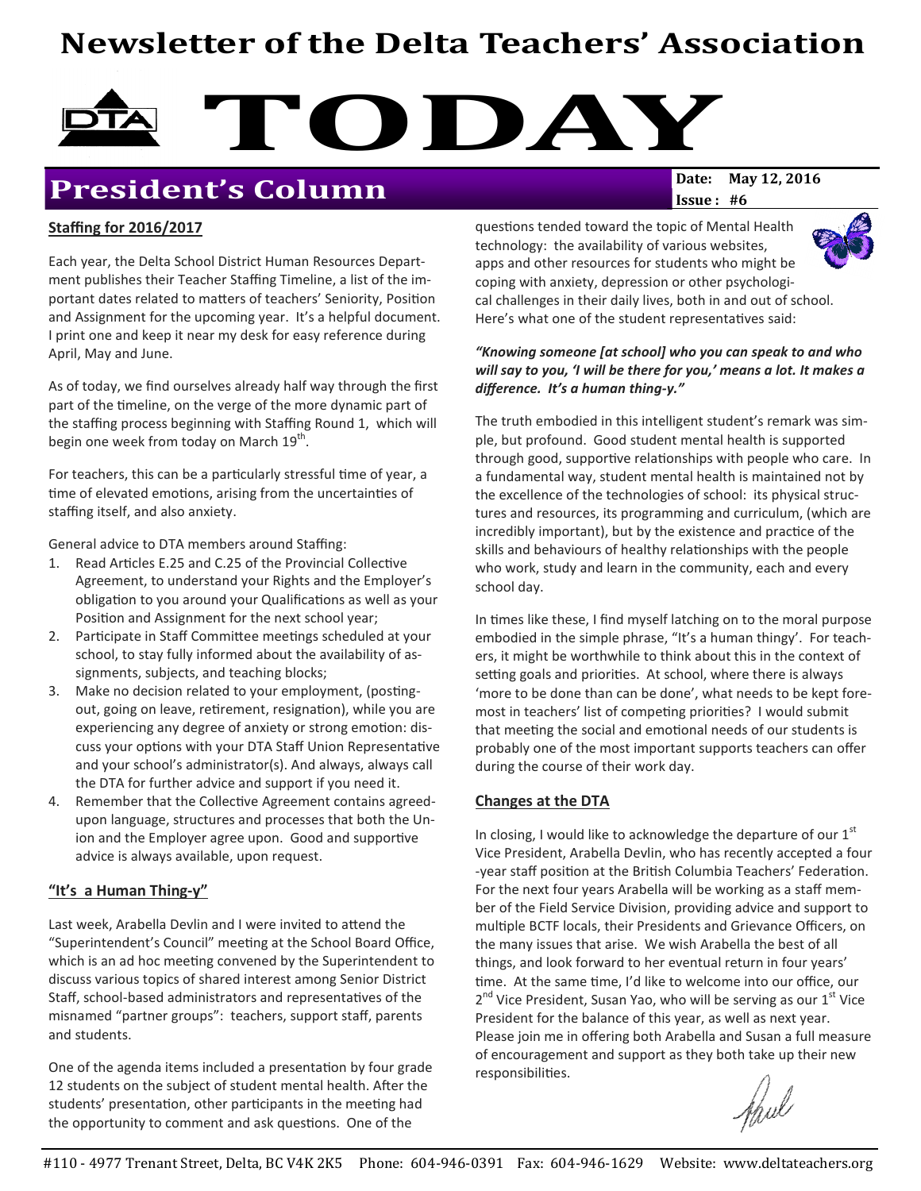# Newsletter of the Delta Teachers' Association

# TODAY

## President's Column

**Date: May 12, 2016**
**Issue: #6**

### Staffing for 2016/2017

Each year, the Delta School District Human Resources Department publishes their Teacher Staffing Timeline, a list of the important dates related to matters of teachers' Seniority, Position and Assignment for the upcoming year. It's a helpful document. I print one and keep it near my desk for easy reference during April, May and June.

As of today, we find ourselves already half way through the first part of the timeline, on the verge of the more dynamic part of the staffing process beginning with Staffing Round 1, which will begin one week from today on March 19th.

For teachers, this can be a particularly stressful time of year, a time of elevated emotions, arising from the uncertainties of staffing itself, and also anxiety.

General advice to DTA members around Staffing:

1. Read Articles E.25 and C.25 of the Provincial Collective Agreement, to understand your Rights and the Employer's obligation to you around your Qualifications as well as your Position and Assignment for the next school year;
2. Participate in Staff Committee meetings scheduled at your school, to stay fully informed about the availability of assignments, subjects, and teaching blocks;
3. Make no decision related to your employment, (posting-out, going on leave, retirement, resignation), while you are experiencing any degree of anxiety or strong emotion: discuss your options with your DTA Staff Union Representative and your school's administrator(s). And always, always call the DTA for further advice and support if you need it.
4. Remember that the Collective Agreement contains agreed-upon language, structures and processes that both the Union and the Employer agree upon. Good and supportive advice is always available, upon request.

### "It's a Human Thing-y"

Last week, Arabella Devlin and I were invited to attend the "Superintendent's Council" meeting at the School Board Office, which is an ad hoc meeting convened by the Superintendent to discuss various topics of shared interest among Senior District Staff, school-based administrators and representatives of the misnamed "partner groups": teachers, support staff, parents and students.

One of the agenda items included a presentation by four grade 12 students on the subject of student mental health. After the students' presentation, other participants in the meeting had the opportunity to comment and ask questions. One of the questions tended toward the topic of Mental Health technology: the availability of various websites, apps and other resources for students who might be coping with anxiety, depression or other psychological challenges in their daily lives, both in and out of school. Here's what one of the student representatives said:

***"Knowing someone [at school] who you can speak to and who will say to you, 'I will be there for you,' means a lot. It makes a difference. It's a human thing-y."***

The truth embodied in this intelligent student's remark was simple, but profound. Good student mental health is supported through good, supportive relationships with people who care. In a fundamental way, student mental health is maintained not by the excellence of the technologies of school: its physical structures and resources, its programming and curriculum, (which are incredibly important), but by the existence and practice of the skills and behaviours of healthy relationships with the people who work, study and learn in the community, each and every school day.

In times like these, I find myself latching on to the moral purpose embodied in the simple phrase, "It's a human thingy'. For teachers, it might be worthwhile to think about this in the context of setting goals and priorities. At school, where there is always 'more to be done than can be done', what needs to be kept foremost in teachers' list of competing priorities? I would submit that meeting the social and emotional needs of our students is probably one of the most important supports teachers can offer during the course of their work day.

### Changes at the DTA

In closing, I would like to acknowledge the departure of our 1st Vice President, Arabella Devlin, who has recently accepted a four-year staff position at the British Columbia Teachers' Federation. For the next four years Arabella will be working as a staff member of the Field Service Division, providing advice and support to multiple BCTF locals, their Presidents and Grievance Officers, on the many issues that arise. We wish Arabella the best of all things, and look forward to her eventual return in four years' time. At the same time, I'd like to welcome into our office, our 2nd Vice President, Susan Yao, who will be serving as our 1st Vice President for the balance of this year, as well as next year. Please join me in offering both Arabella and Susan a full measure of encouragement and support as they both take up their new responsibilities.

Paul

#110 - 4977 Trenant Street, Delta, BC V4K 2K5 Phone: 604-946-0391 Fax: 604-946-1629 Website: www.deltateachers.org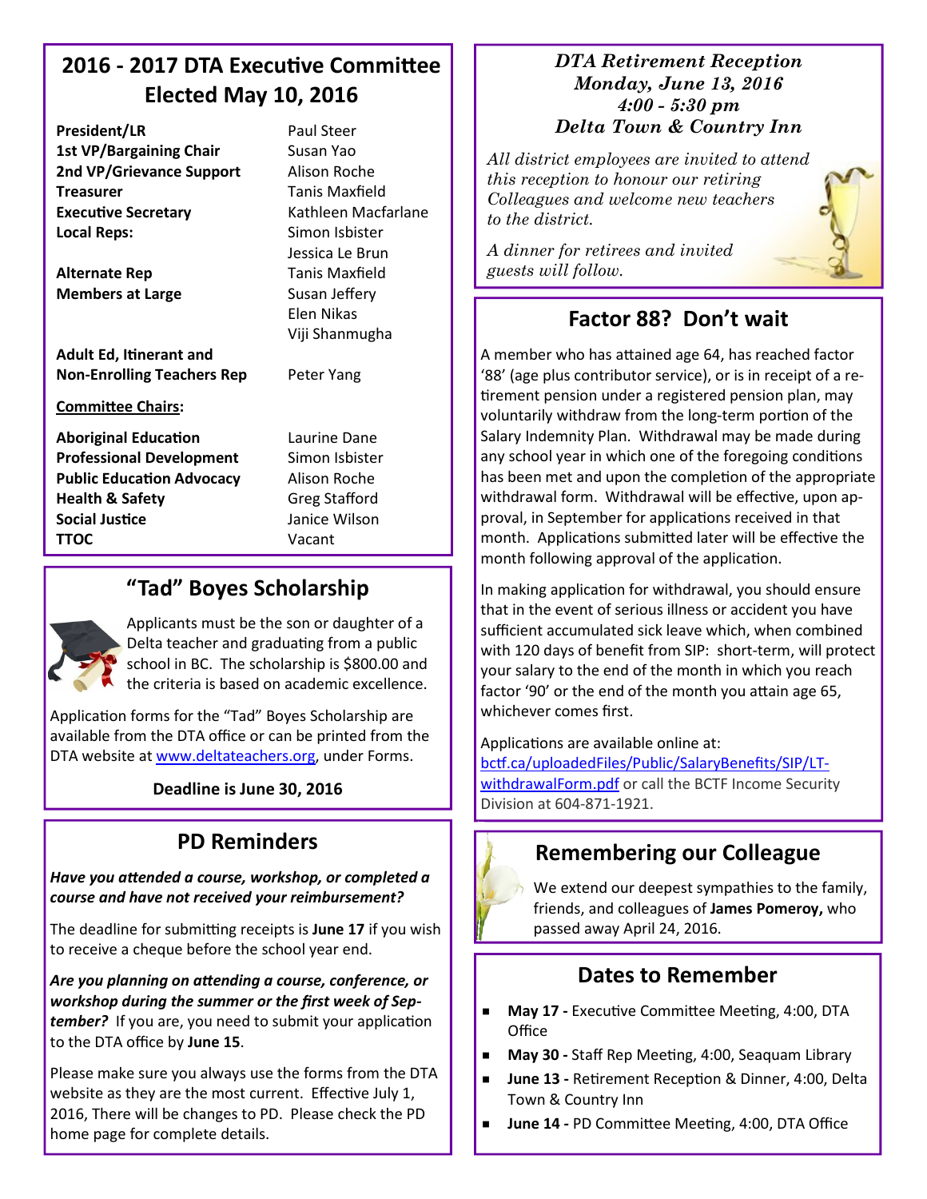## 2016 - 2017 DTA Executive Committee Elected May 10, 2016

| | |
|---|---|
| **President/LR** | Paul Steer |
| **1st VP/Bargaining Chair** | Susan Yao |
| **2nd VP/Grievance Support** | Alison Roche |
| **Treasurer** | Tanis Maxfield |
| **Executive Secretary** | Kathleen Macfarlane |
| **Local Reps:** | Simon Isbister |
| | Jessica Le Brun |
| **Alternate Rep** | Tanis Maxfield |
| **Members at Large** | Susan Jeffery |
| | Elen Nikas |
| | Viji Shanmugha |
| **Adult Ed, Itinerant and Non-Enrolling Teachers Rep** | Peter Yang |

**Committee Chairs:**

| | |
|---|---|
| **Aboriginal Education** | Laurine Dane |
| **Professional Development** | Simon Isbister |
| **Public Education Advocacy** | Alison Roche |
| **Health & Safety** | Greg Stafford |
| **Social Justice** | Janice Wilson |
| **TTOC** | Vacant |

## "Tad" Boyes Scholarship

Applicants must be the son or daughter of a Delta teacher and graduating from a public school in BC. The scholarship is $800.00 and the criteria is based on academic excellence.

Application forms for the "Tad" Boyes Scholarship are available from the DTA office or can be printed from the DTA website at www.deltateachers.org, under Forms.

**Deadline is June 30, 2016**

## PD Reminders

***Have you attended a course, workshop, or completed a course and have not received your reimbursement?***

The deadline for submitting receipts is **June 17** if you wish to receive a cheque before the school year end.

***Are you planning on attending a course, conference, or workshop during the summer or the first week of September?*** If you are, you need to submit your application to the DTA office by **June 15**.

Please make sure you always use the forms from the DTA website as they are the most current. Effective July 1, 2016, There will be changes to PD. Please check the PD home page for complete details.

*DTA Retirement Reception*
*Monday, June 13, 2016*
*4:00 - 5:30 pm*
*Delta Town & Country Inn*

*All district employees are invited to attend this reception to honour our retiring Colleagues and welcome new teachers to the district.*

*A dinner for retirees and invited guests will follow.*

## Factor 88? Don't wait

A member who has attained age 64, has reached factor '88' (age plus contributor service), or is in receipt of a retirement pension under a registered pension plan, may voluntarily withdraw from the long-term portion of the Salary Indemnity Plan. Withdrawal may be made during any school year in which one of the foregoing conditions has been met and upon the completion of the appropriate withdrawal form. Withdrawal will be effective, upon approval, in September for applications received in that month. Applications submitted later will be effective the month following approval of the application.

In making application for withdrawal, you should ensure that in the event of serious illness or accident you have sufficient accumulated sick leave which, when combined with 120 days of benefit from SIP: short-term, will protect your salary to the end of the month in which you reach factor '90' or the end of the month you attain age 65, whichever comes first.

Applications are available online at: bctf.ca/uploadedFiles/Public/SalaryBenefits/SIP/LT-withdrawalForm.pdf or call the BCTF Income Security Division at 604-871-1921.

## Remembering our Colleague

We extend our deepest sympathies to the family, friends, and colleagues of **James Pomeroy,** who passed away April 24, 2016.

## Dates to Remember

- **May 17 -** Executive Committee Meeting, 4:00, DTA Office
- **May 30 -** Staff Rep Meeting, 4:00, Seaquam Library
- **June 13 -** Retirement Reception & Dinner, 4:00, Delta Town & Country Inn
- **June 14 -** PD Committee Meeting, 4:00, DTA Office